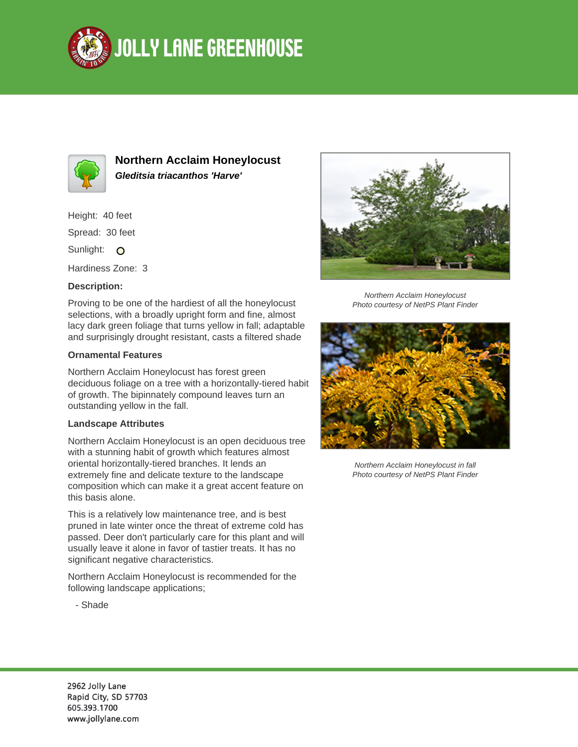# JOLLY LANE GREENHOUSE

## Northern Acclaim Honeylocust

***Gleditsia triacanthos 'Harve'***

Height: 40 feet

Spread: 30 feet

Sunlight:

Hardiness Zone: 3

**Description:**

Proving to be one of the hardiest of all the honeylocust selections, with a broadly upright form and fine, almost lacy dark green foliage that turns yellow in fall; adaptable and surprisingly drought resistant, casts a filtered shade

**Ornamental Features**

Northern Acclaim Honeylocust has forest green deciduous foliage on a tree with a horizontally-tiered habit of growth. The bipinnately compound leaves turn an outstanding yellow in the fall.

**Landscape Attributes**

Northern Acclaim Honeylocust is an open deciduous tree with a stunning habit of growth which features almost oriental horizontally-tiered branches. It lends an extremely fine and delicate texture to the landscape composition which can make it a great accent feature on this basis alone.

This is a relatively low maintenance tree, and is best pruned in late winter once the threat of extreme cold has passed. Deer don't particularly care for this plant and will usually leave it alone in favor of tastier treats. It has no significant negative characteristics.

Northern Acclaim Honeylocust is recommended for the following landscape applications;

- Shade

*Northern Acclaim Honeylocust*
*Photo courtesy of NetPS Plant Finder*

*Northern Acclaim Honeylocust in fall*
*Photo courtesy of NetPS Plant Finder*

2962 Jolly Lane
Rapid City, SD 57703
605.393.1700
www.jollylane.com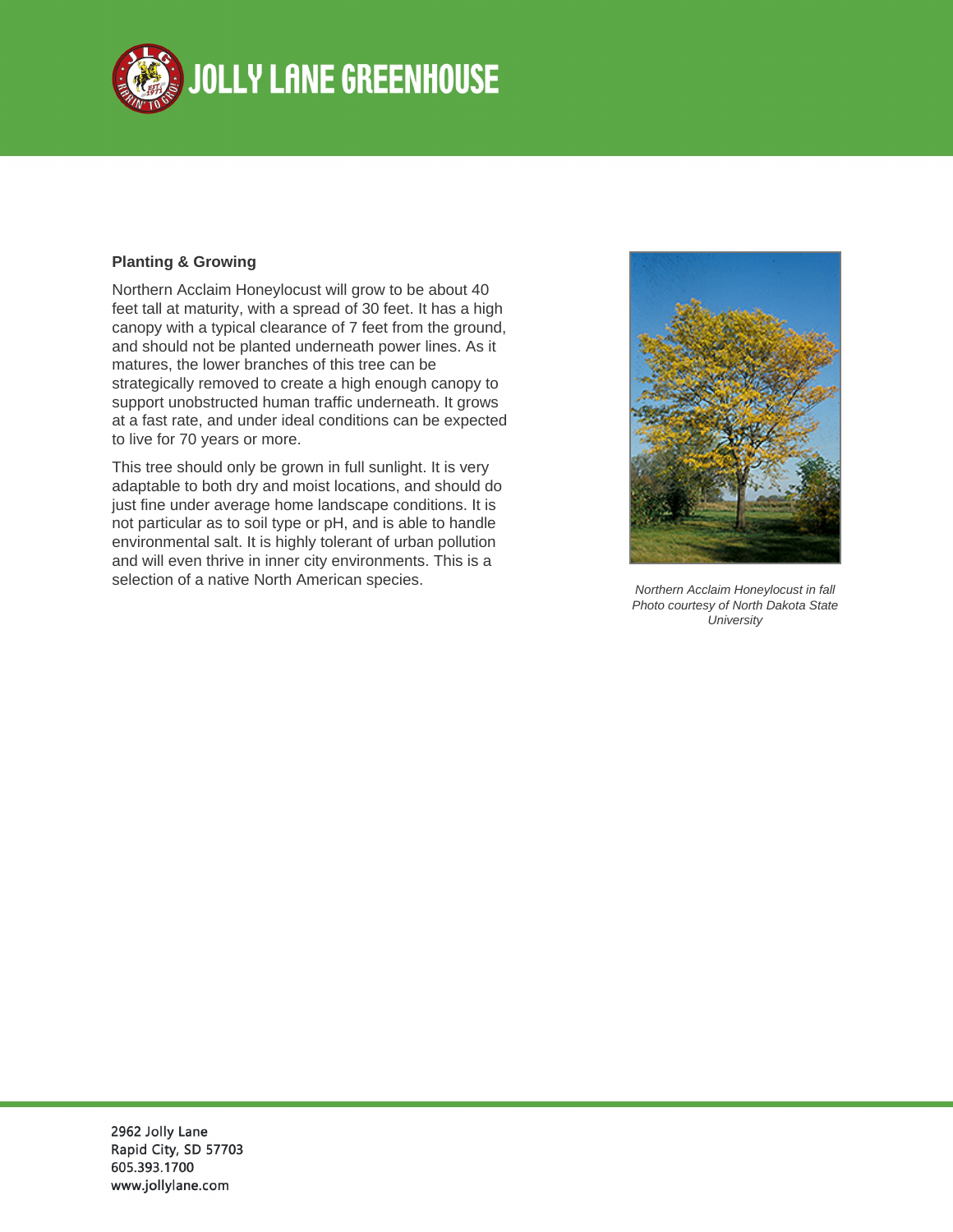**Planting & Growing**

Northern Acclaim Honeylocust will grow to be about 40 feet tall at maturity, with a spread of 30 feet. It has a high canopy with a typical clearance of 7 feet from the ground, and should not be planted underneath power lines. As it matures, the lower branches of this tree can be strategically removed to create a high enough canopy to support unobstructed human traffic underneath. It grows at a fast rate, and under ideal conditions can be expected to live for 70 years or more.

This tree should only be grown in full sunlight. It is very adaptable to both dry and moist locations, and should do just fine under average home landscape conditions. It is not particular as to soil type or pH, and is able to handle environmental salt. It is highly tolerant of urban pollution and will even thrive in inner city environments. This is a selection of a native North American species.

*Northern Acclaim Honeylocust in fall*
*Photo courtesy of North Dakota State University*

2962 Jolly Lane
Rapid City, SD 57703
605.393.1700
www.jollylane.com